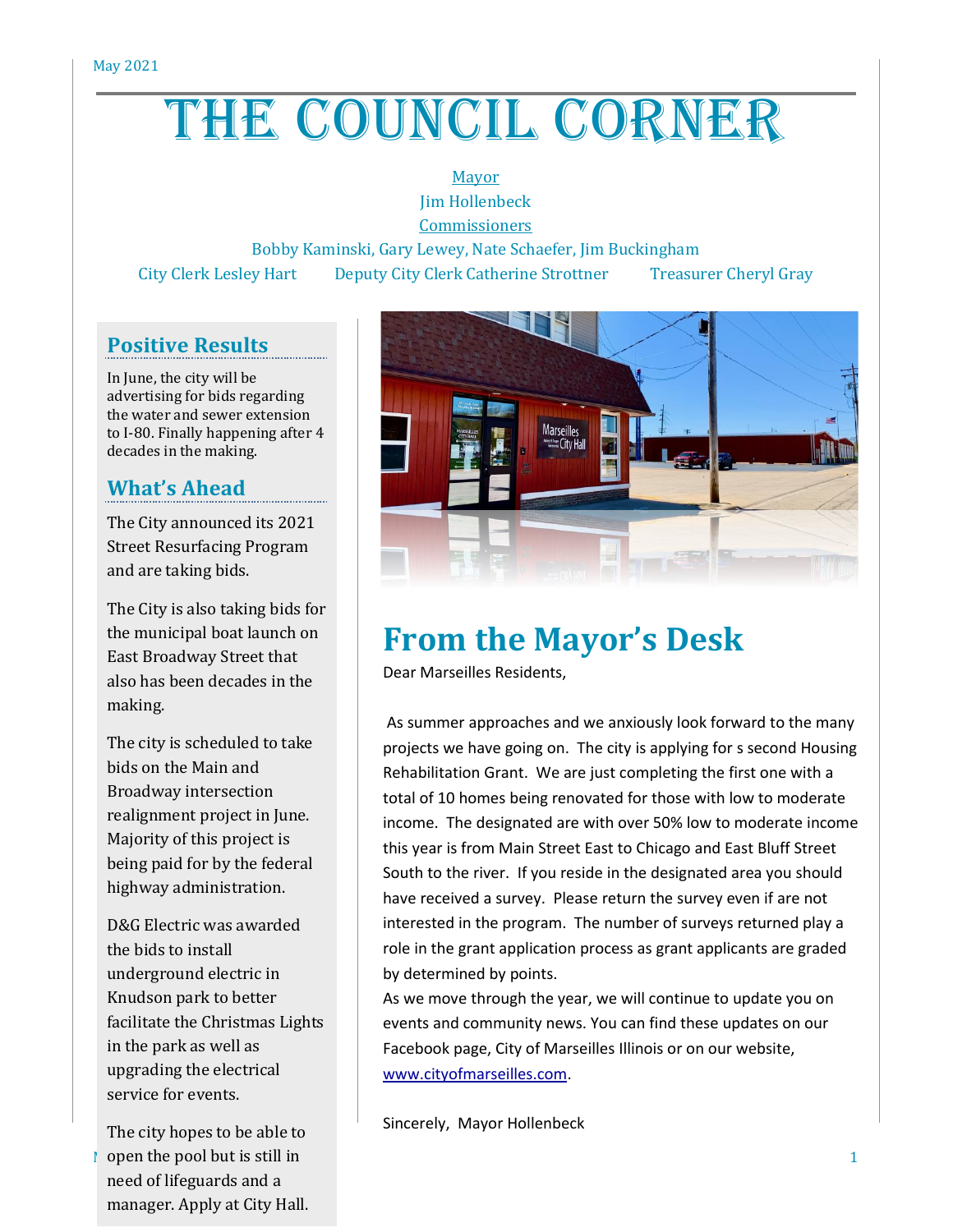May 2021

# The Council Corner

Mayor
Jim Hollenbeck
Commissioners
Bobby Kaminski, Gary Lewey, Nate Schaefer, Jim Buckingham
City Clerk Lesley Hart    Deputy City Clerk Catherine Strottner    Treasurer Cheryl Gray

## Positive Results

In June, the city will be advertising for bids regarding the water and sewer extension to I-80. Finally happening after 4 decades in the making.

## What's Ahead

The City announced its 2021 Street Resurfacing Program and are taking bids.

The City is also taking bids for the municipal boat launch on East Broadway Street that also has been decades in the making.

The city is scheduled to take bids on the Main and Broadway intersection realignment project in June. Majority of this project is being paid for by the federal highway administration.

D&G Electric was awarded the bids to install underground electric in Knudson park to better facilitate the Christmas Lights in the park as well as upgrading the electrical service for events.

The city hopes to be able to open the pool but is still in need of lifeguards and a manager. Apply at City Hall.

## From the Mayor's Desk

Dear Marseilles Residents,

As summer approaches and we anxiously look forward to the many projects we have going on. The city is applying for s second Housing Rehabilitation Grant. We are just completing the first one with a total of 10 homes being renovated for those with low to moderate income. The designated are with over 50% low to moderate income this year is from Main Street East to Chicago and East Bluff Street South to the river. If you reside in the designated area you should have received a survey. Please return the survey even if are not interested in the program. The number of surveys returned play a role in the grant application process as grant applicants are graded by determined by points.

As we move through the year, we will continue to update you on events and community news. You can find these updates on our Facebook page, City of Marseilles Illinois or on our website, www.cityofmarseilles.com.

Sincerely, Mayor Hollenbeck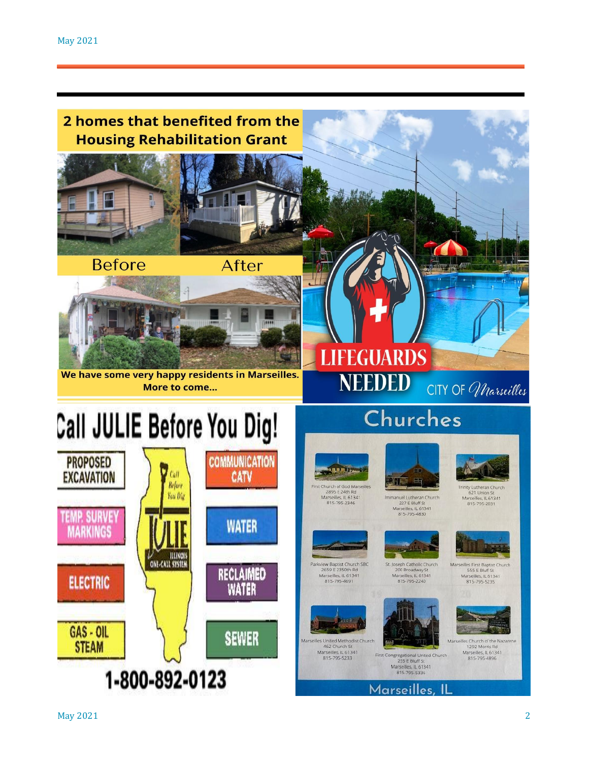## 2 homes that benefited from the Housing Rehabilitation Grant

Before After

**We have some very happy residents in Marseilles. More to come…**

# LIFEGUARDS NEEDED

CITY OF Marseilles

# Call JULIE Before You Dig!

PROPOSED EXCAVATION

TEMP. SURVEY MARKINGS

ELECTRIC

GAS - OIL STEAM

COMMUNICATION CATV

WATER

RECLAIMED WATER

SEWER

Call Before You Dig

JULIE ILLINOIS ONE-CALL SYSTEM

1-800-892-0123

# Churches

First Church of God Marseilles
2895 E 24th Rd
Marseilles, IL 61341
815-795-2346

Immanuel Lutheran Church
227 E Bluff St
Marseilles, IL 61341
815-795-4830

Trinity Lutheran Church
621 Union St
Marseilles, IL 61341
815-795-2031

Parkview Baptist Church SBC
2659 E 2350th Rd
Marseilles, IL 61341
815-795-4691

St. Joseph Catholic Church
200 Broadway St
Marseilles, IL 61341
815-795-2240

Marseilles First Baptist Church
555 E Bluff St
Marseilles, IL 61341
815-795-5235

Marseilles United Methodist Church
462 Church St
Marseilles, IL 61341
815-795-5233

First Congregational United Church
255 E Bluff St
Marseilles, IL 61341
815-795-5336

Marseilles Church of the Nazarene
1292 Morris Rd
Marseilles, IL 61341
815-795-4896

Marseilles, IL